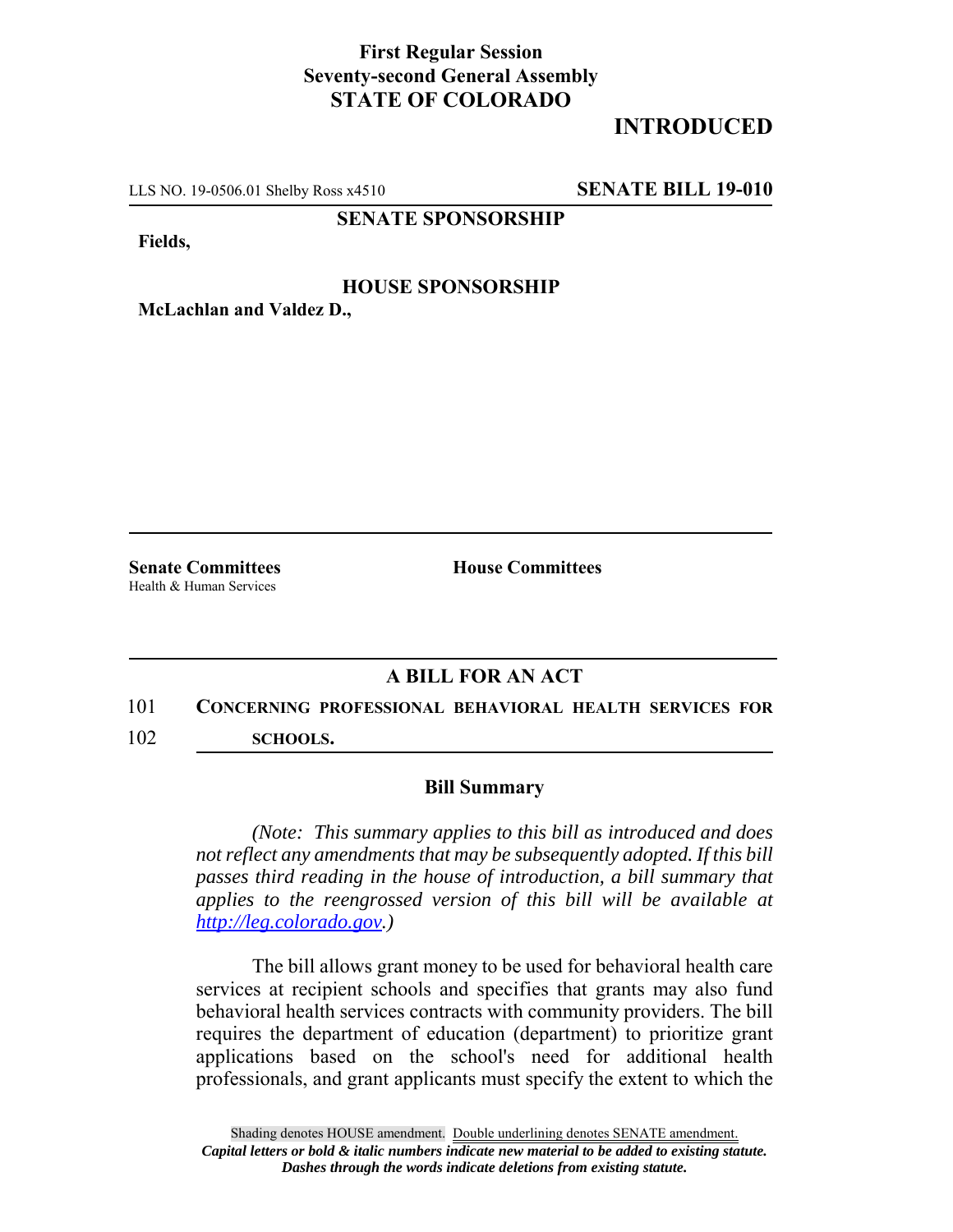**First Regular Session**
**Seventy-second General Assembly**
**STATE OF COLORADO**

# INTRODUCED

LLS NO. 19-0506.01 Shelby Ross x4510 **SENATE BILL 19-010**

**SENATE SPONSORSHIP**

**Fields,**

**HOUSE SPONSORSHIP**

**McLachlan and Valdez D.,**

**Senate Committees**
Health & Human Services

**House Committees**

## A BILL FOR AN ACT

101 **CONCERNING PROFESSIONAL BEHAVIORAL HEALTH SERVICES FOR**
102 **SCHOOLS.**

### Bill Summary

*(Note: This summary applies to this bill as introduced and does not reflect any amendments that may be subsequently adopted. If this bill passes third reading in the house of introduction, a bill summary that applies to the reengrossed version of this bill will be available at http://leg.colorado.gov.)*

The bill allows grant money to be used for behavioral health care services at recipient schools and specifies that grants may also fund behavioral health services contracts with community providers. The bill requires the department of education (department) to prioritize grant applications based on the school's need for additional health professionals, and grant applicants must specify the extent to which the

Shading denotes HOUSE amendment. Double underlining denotes SENATE amendment.
*Capital letters or bold & italic numbers indicate new material to be added to existing statute.*
*Dashes through the words indicate deletions from existing statute.*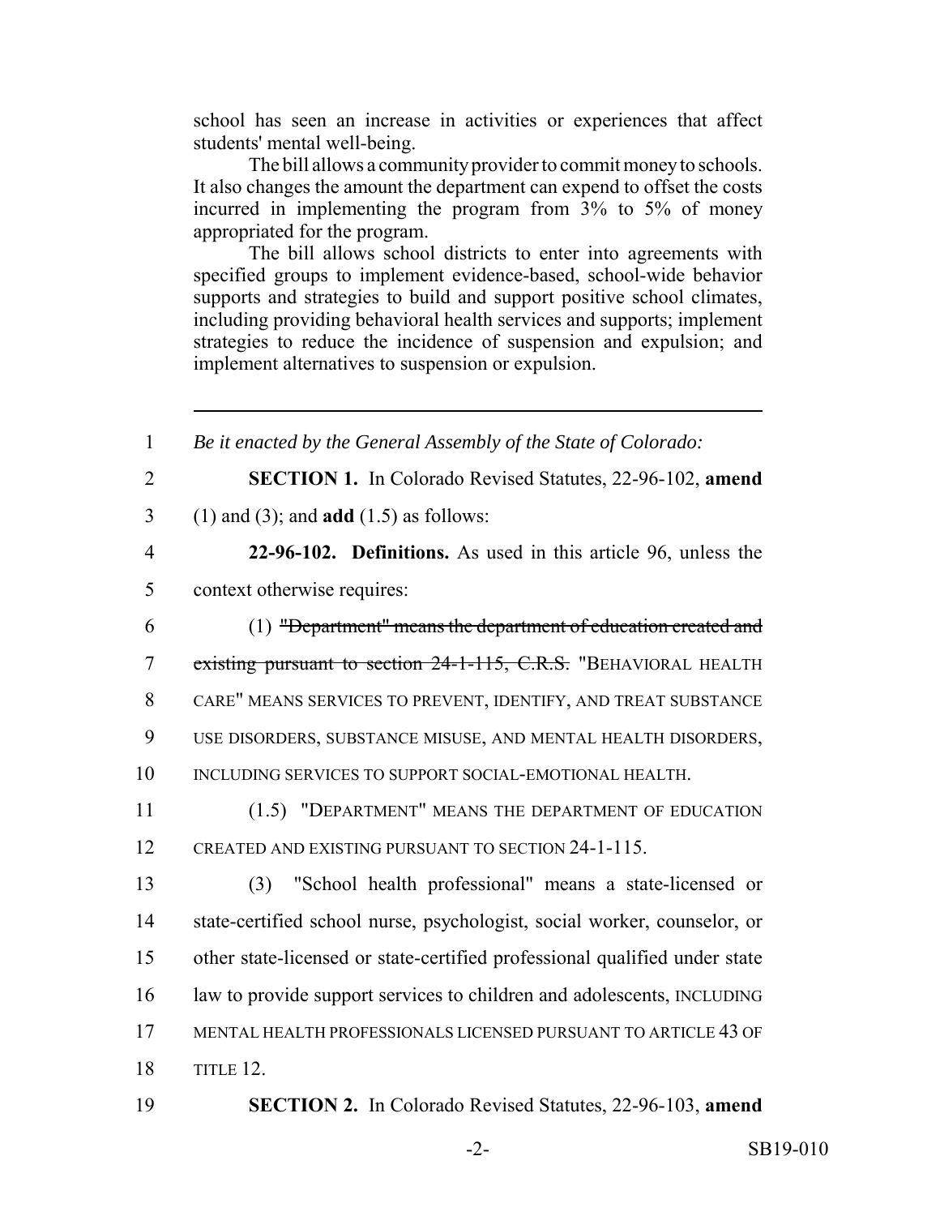school has seen an increase in activities or experiences that affect students' mental well-being.

The bill allows a community provider to commit money to schools. It also changes the amount the department can expend to offset the costs incurred in implementing the program from 3% to 5% of money appropriated for the program.

The bill allows school districts to enter into agreements with specified groups to implement evidence-based, school-wide behavior supports and strategies to build and support positive school climates, including providing behavioral health services and supports; implement strategies to reduce the incidence of suspension and expulsion; and implement alternatives to suspension or expulsion.

---

1 *Be it enacted by the General Assembly of the State of Colorado:*

2 **SECTION 1.** In Colorado Revised Statutes, 22-96-102, **amend**

3 (1) and (3); and **add** (1.5) as follows:

4 **22-96-102. Definitions.** As used in this article 96, unless the

5 context otherwise requires:

6 (1) ~~"Department" means the department of education created and~~

7 ~~existing pursuant to section 24-1-115, C.R.S.~~ "BEHAVIORAL HEALTH

8 CARE" MEANS SERVICES TO PREVENT, IDENTIFY, AND TREAT SUBSTANCE

9 USE DISORDERS, SUBSTANCE MISUSE, AND MENTAL HEALTH DISORDERS,

10 INCLUDING SERVICES TO SUPPORT SOCIAL-EMOTIONAL HEALTH.

11 (1.5) "DEPARTMENT" MEANS THE DEPARTMENT OF EDUCATION

12 CREATED AND EXISTING PURSUANT TO SECTION 24-1-115.

13 (3) "School health professional" means a state-licensed or

14 state-certified school nurse, psychologist, social worker, counselor, or

15 other state-licensed or state-certified professional qualified under state

16 law to provide support services to children and adolescents, INCLUDING

17 MENTAL HEALTH PROFESSIONALS LICENSED PURSUANT TO ARTICLE 43 OF

18 TITLE 12.

19 **SECTION 2.** In Colorado Revised Statutes, 22-96-103, **amend**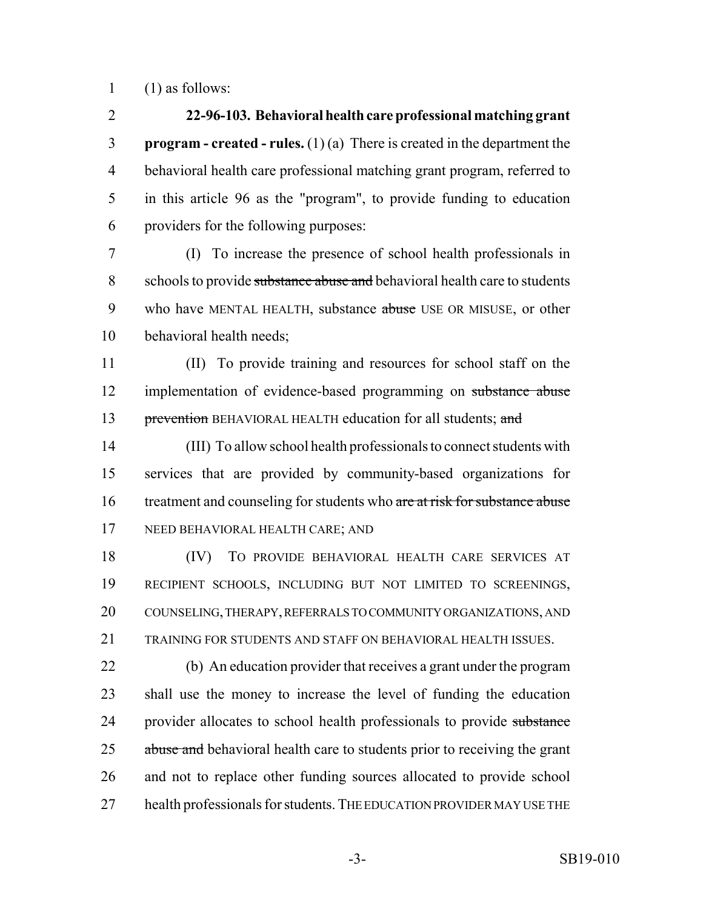(1) as follows:

**22-96-103. Behavioral health care professional matching grant program - created - rules.** (1) (a) There is created in the department the behavioral health care professional matching grant program, referred to in this article 96 as the "program", to provide funding to education providers for the following purposes:

(I) To increase the presence of school health professionals in schools to provide ~~substance abuse and~~ behavioral health care to students who have MENTAL HEALTH, substance ~~abuse~~ USE OR MISUSE, or other behavioral health needs;

(II) To provide training and resources for school staff on the implementation of evidence-based programming on ~~substance abuse prevention~~ BEHAVIORAL HEALTH education for all students; ~~and~~

(III) To allow school health professionals to connect students with services that are provided by community-based organizations for treatment and counseling for students who ~~are at risk for substance abuse~~ NEED BEHAVIORAL HEALTH CARE; AND

(IV) TO PROVIDE BEHAVIORAL HEALTH CARE SERVICES AT RECIPIENT SCHOOLS, INCLUDING BUT NOT LIMITED TO SCREENINGS, COUNSELING, THERAPY, REFERRALS TO COMMUNITY ORGANIZATIONS, AND TRAINING FOR STUDENTS AND STAFF ON BEHAVIORAL HEALTH ISSUES.

(b) An education provider that receives a grant under the program shall use the money to increase the level of funding the education provider allocates to school health professionals to provide ~~substance abuse and~~ behavioral health care to students prior to receiving the grant and not to replace other funding sources allocated to provide school health professionals for students. THE EDUCATION PROVIDER MAY USE THE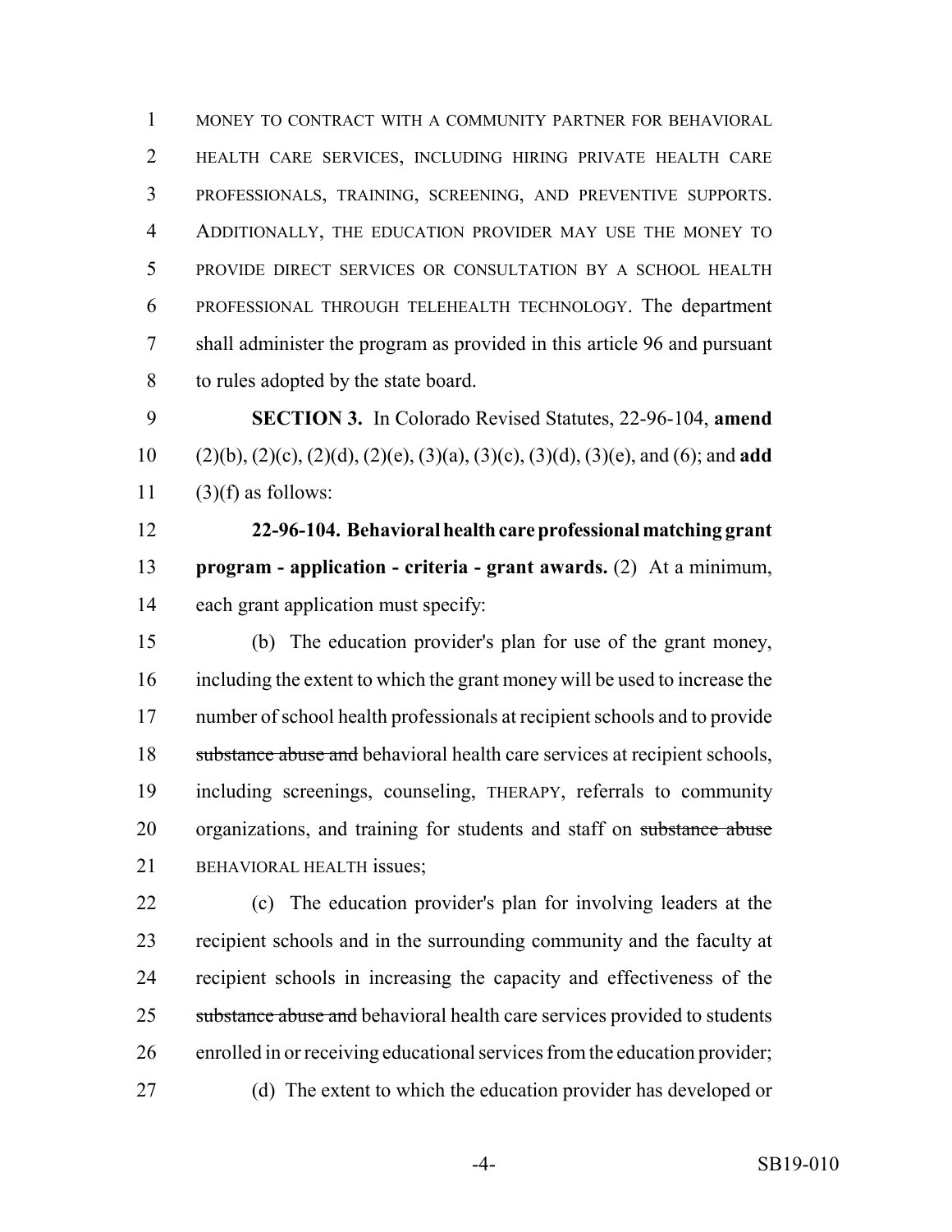MONEY TO CONTRACT WITH A COMMUNITY PARTNER FOR BEHAVIORAL HEALTH CARE SERVICES, INCLUDING HIRING PRIVATE HEALTH CARE PROFESSIONALS, TRAINING, SCREENING, AND PREVENTIVE SUPPORTS. ADDITIONALLY, THE EDUCATION PROVIDER MAY USE THE MONEY TO PROVIDE DIRECT SERVICES OR CONSULTATION BY A SCHOOL HEALTH PROFESSIONAL THROUGH TELEHEALTH TECHNOLOGY. The department shall administer the program as provided in this article 96 and pursuant to rules adopted by the state board.

**SECTION 3.** In Colorado Revised Statutes, 22-96-104, **amend** (2)(b), (2)(c), (2)(d), (2)(e), (3)(a), (3)(c), (3)(d), (3)(e), and (6); and **add** (3)(f) as follows:

**22-96-104. Behavioral health care professional matching grant program - application - criteria - grant awards.** (2) At a minimum, each grant application must specify:

(b) The education provider's plan for use of the grant money, including the extent to which the grant money will be used to increase the number of school health professionals at recipient schools and to provide ~~substance abuse and~~ behavioral health care services at recipient schools, including screenings, counseling, THERAPY, referrals to community organizations, and training for students and staff on ~~substance abuse~~ BEHAVIORAL HEALTH issues;

(c) The education provider's plan for involving leaders at the recipient schools and in the surrounding community and the faculty at recipient schools in increasing the capacity and effectiveness of the ~~substance abuse and~~ behavioral health care services provided to students enrolled in or receiving educational services from the education provider;

(d) The extent to which the education provider has developed or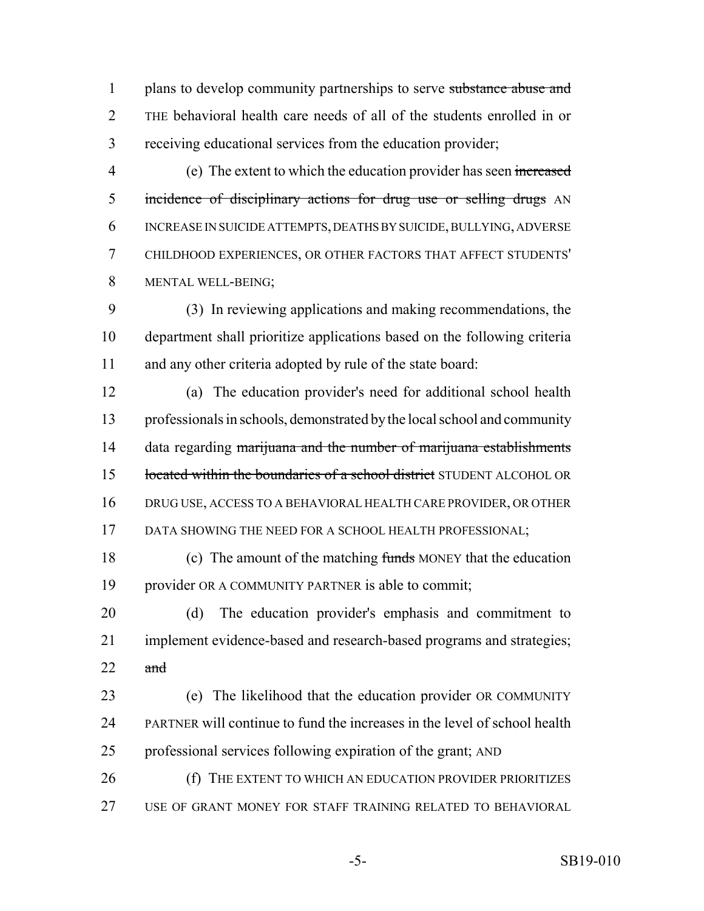plans to develop community partnerships to serve ~~substance abuse and~~ THE behavioral health care needs of all of the students enrolled in or receiving educational services from the education provider;

(e) The extent to which the education provider has seen ~~increased incidence of disciplinary actions for drug use or selling drugs~~ AN INCREASE IN SUICIDE ATTEMPTS, DEATHS BY SUICIDE, BULLYING, ADVERSE CHILDHOOD EXPERIENCES, OR OTHER FACTORS THAT AFFECT STUDENTS' MENTAL WELL-BEING;

(3) In reviewing applications and making recommendations, the department shall prioritize applications based on the following criteria and any other criteria adopted by rule of the state board:

(a) The education provider's need for additional school health professionals in schools, demonstrated by the local school and community data regarding ~~marijuana and the number of marijuana establishments located within the boundaries of a school district~~ STUDENT ALCOHOL OR DRUG USE, ACCESS TO A BEHAVIORAL HEALTH CARE PROVIDER, OR OTHER DATA SHOWING THE NEED FOR A SCHOOL HEALTH PROFESSIONAL;

(c) The amount of the matching ~~funds~~ MONEY that the education provider OR A COMMUNITY PARTNER is able to commit;

(d) The education provider's emphasis and commitment to implement evidence-based and research-based programs and strategies; ~~and~~

(e) The likelihood that the education provider OR COMMUNITY PARTNER will continue to fund the increases in the level of school health professional services following expiration of the grant; AND

(f) THE EXTENT TO WHICH AN EDUCATION PROVIDER PRIORITIZES USE OF GRANT MONEY FOR STAFF TRAINING RELATED TO BEHAVIORAL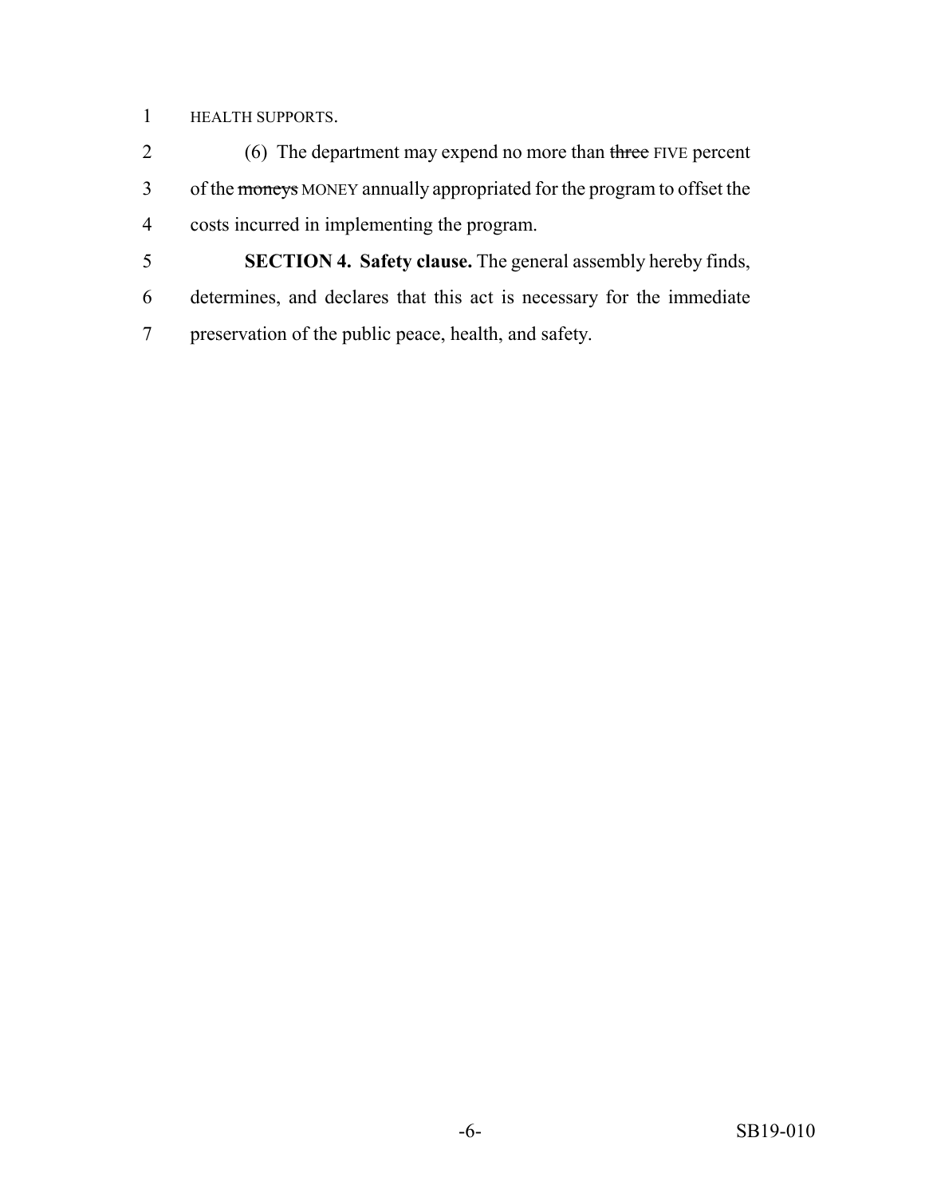HEALTH SUPPORTS.

(6) The department may expend no more than ~~three~~ FIVE percent of the ~~moneys~~ MONEY annually appropriated for the program to offset the costs incurred in implementing the program.

**SECTION 4. Safety clause.** The general assembly hereby finds, determines, and declares that this act is necessary for the immediate preservation of the public peace, health, and safety.